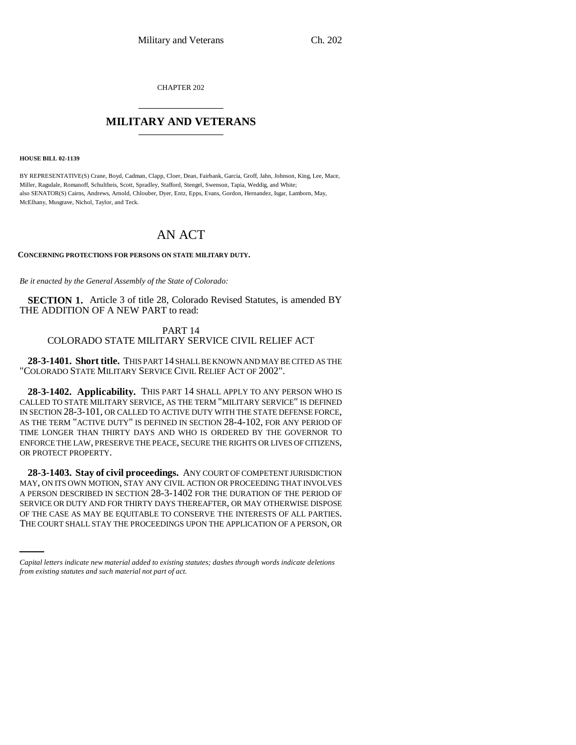CHAPTER 202

# MILITARY AND VETERANS

**HOUSE BILL 02-1139**

BY REPRESENTATIVE(S) Crane, Boyd, Cadman, Clapp, Cloer, Dean, Fairbank, Garcia, Groff, Jahn, Johnson, King, Lee, Mace, Miller, Ragsdale, Romanoff, Schultheis, Scott, Spradley, Stafford, Stengel, Swenson, Tapia, Weddig, and White;
also SENATOR(S) Cairns, Andrews, Arnold, Chlouber, Dyer, Entz, Epps, Evans, Gordon, Hernandez, Isgar, Lamborn, May, McElhany, Musgrave, Nichol, Taylor, and Teck.

# AN ACT

**CONCERNING PROTECTIONS FOR PERSONS ON STATE MILITARY DUTY.**

*Be it enacted by the General Assembly of the State of Colorado:*

**SECTION 1.** Article 3 of title 28, Colorado Revised Statutes, is amended BY THE ADDITION OF A NEW PART to read:

PART 14
COLORADO STATE MILITARY SERVICE CIVIL RELIEF ACT

**28-3-1401. Short title.** THIS PART 14 SHALL BE KNOWN AND MAY BE CITED AS THE "COLORADO STATE MILITARY SERVICE CIVIL RELIEF ACT OF 2002".

**28-3-1402. Applicability.** THIS PART 14 SHALL APPLY TO ANY PERSON WHO IS CALLED TO STATE MILITARY SERVICE, AS THE TERM "MILITARY SERVICE" IS DEFINED IN SECTION 28-3-101, OR CALLED TO ACTIVE DUTY WITH THE STATE DEFENSE FORCE, AS THE TERM "ACTIVE DUTY" IS DEFINED IN SECTION 28-4-102, FOR ANY PERIOD OF TIME LONGER THAN THIRTY DAYS AND WHO IS ORDERED BY THE GOVERNOR TO ENFORCE THE LAW, PRESERVE THE PEACE, SECURE THE RIGHTS OR LIVES OF CITIZENS, OR PROTECT PROPERTY.

**28-3-1403. Stay of civil proceedings.** ANY COURT OF COMPETENT JURISDICTION MAY, ON ITS OWN MOTION, STAY ANY CIVIL ACTION OR PROCEEDING THAT INVOLVES A PERSON DESCRIBED IN SECTION 28-3-1402 FOR THE DURATION OF THE PERIOD OF SERVICE OR DUTY AND FOR THIRTY DAYS THEREAFTER, OR MAY OTHERWISE DISPOSE OF THE CASE AS MAY BE EQUITABLE TO CONSERVE THE INTERESTS OF ALL PARTIES. THE COURT SHALL STAY THE PROCEEDINGS UPON THE APPLICATION OF A PERSON, OR

*Capital letters indicate new material added to existing statutes; dashes through words indicate deletions from existing statutes and such material not part of act.*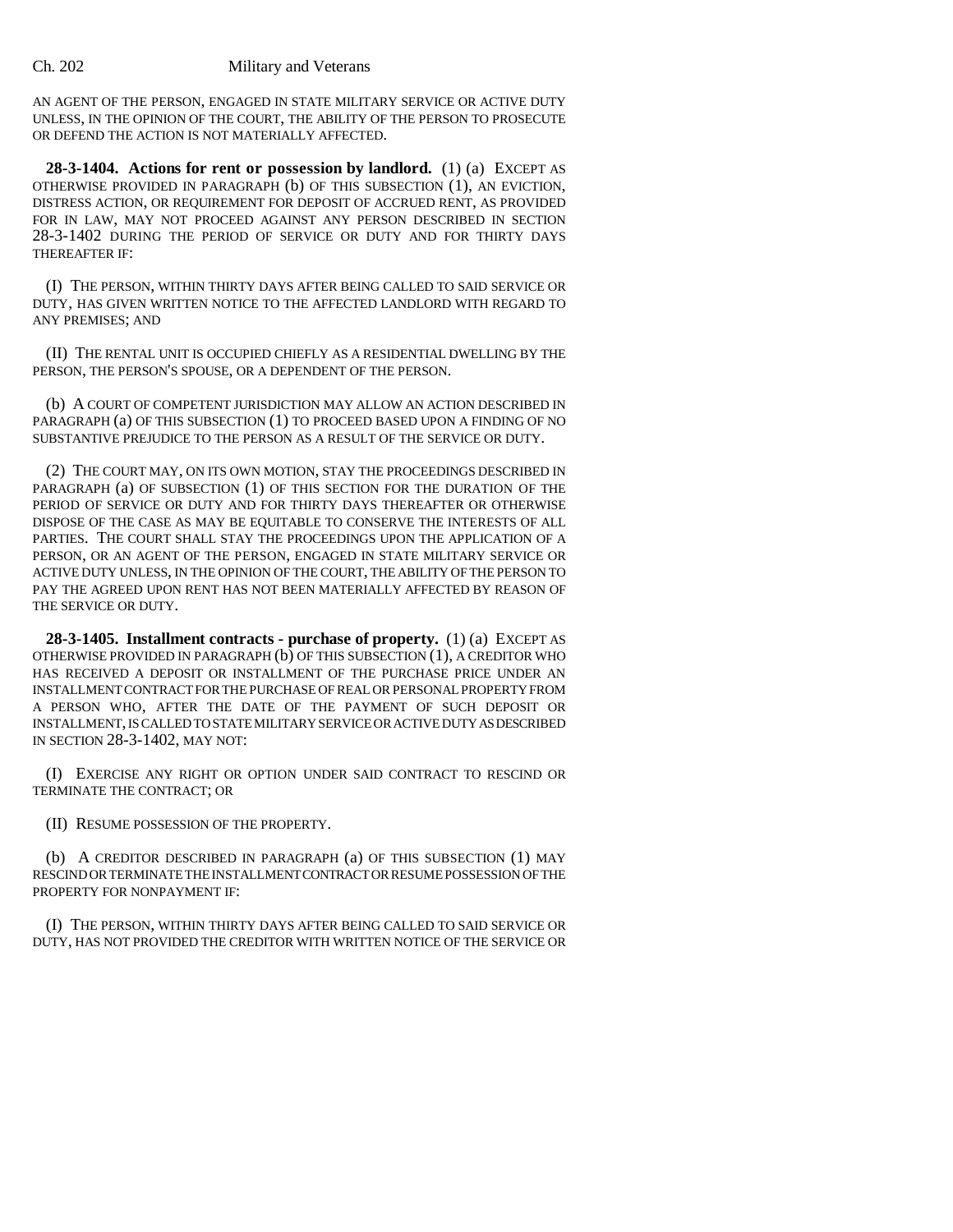AN AGENT OF THE PERSON, ENGAGED IN STATE MILITARY SERVICE OR ACTIVE DUTY UNLESS, IN THE OPINION OF THE COURT, THE ABILITY OF THE PERSON TO PROSECUTE OR DEFEND THE ACTION IS NOT MATERIALLY AFFECTED.

**28-3-1404. Actions for rent or possession by landlord.** (1) (a) EXCEPT AS OTHERWISE PROVIDED IN PARAGRAPH (b) OF THIS SUBSECTION (1), AN EVICTION, DISTRESS ACTION, OR REQUIREMENT FOR DEPOSIT OF ACCRUED RENT, AS PROVIDED FOR IN LAW, MAY NOT PROCEED AGAINST ANY PERSON DESCRIBED IN SECTION 28-3-1402 DURING THE PERIOD OF SERVICE OR DUTY AND FOR THIRTY DAYS THEREAFTER IF:

(I) THE PERSON, WITHIN THIRTY DAYS AFTER BEING CALLED TO SAID SERVICE OR DUTY, HAS GIVEN WRITTEN NOTICE TO THE AFFECTED LANDLORD WITH REGARD TO ANY PREMISES; AND

(II) THE RENTAL UNIT IS OCCUPIED CHIEFLY AS A RESIDENTIAL DWELLING BY THE PERSON, THE PERSON'S SPOUSE, OR A DEPENDENT OF THE PERSON.

(b) A COURT OF COMPETENT JURISDICTION MAY ALLOW AN ACTION DESCRIBED IN PARAGRAPH (a) OF THIS SUBSECTION (1) TO PROCEED BASED UPON A FINDING OF NO SUBSTANTIVE PREJUDICE TO THE PERSON AS A RESULT OF THE SERVICE OR DUTY.

(2) THE COURT MAY, ON ITS OWN MOTION, STAY THE PROCEEDINGS DESCRIBED IN PARAGRAPH (a) OF SUBSECTION (1) OF THIS SECTION FOR THE DURATION OF THE PERIOD OF SERVICE OR DUTY AND FOR THIRTY DAYS THEREAFTER OR OTHERWISE DISPOSE OF THE CASE AS MAY BE EQUITABLE TO CONSERVE THE INTERESTS OF ALL PARTIES. THE COURT SHALL STAY THE PROCEEDINGS UPON THE APPLICATION OF A PERSON, OR AN AGENT OF THE PERSON, ENGAGED IN STATE MILITARY SERVICE OR ACTIVE DUTY UNLESS, IN THE OPINION OF THE COURT, THE ABILITY OF THE PERSON TO PAY THE AGREED UPON RENT HAS NOT BEEN MATERIALLY AFFECTED BY REASON OF THE SERVICE OR DUTY.

**28-3-1405. Installment contracts - purchase of property.** (1) (a) EXCEPT AS OTHERWISE PROVIDED IN PARAGRAPH (b) OF THIS SUBSECTION (1), A CREDITOR WHO HAS RECEIVED A DEPOSIT OR INSTALLMENT OF THE PURCHASE PRICE UNDER AN INSTALLMENT CONTRACT FOR THE PURCHASE OF REAL OR PERSONAL PROPERTY FROM A PERSON WHO, AFTER THE DATE OF THE PAYMENT OF SUCH DEPOSIT OR INSTALLMENT, IS CALLED TO STATE MILITARY SERVICE OR ACTIVE DUTY AS DESCRIBED IN SECTION 28-3-1402, MAY NOT:

(I) EXERCISE ANY RIGHT OR OPTION UNDER SAID CONTRACT TO RESCIND OR TERMINATE THE CONTRACT; OR

(II) RESUME POSSESSION OF THE PROPERTY.

(b) A CREDITOR DESCRIBED IN PARAGRAPH (a) OF THIS SUBSECTION (1) MAY RESCIND OR TERMINATE THE INSTALLMENT CONTRACT OR RESUME POSSESSION OF THE PROPERTY FOR NONPAYMENT IF:

(I) THE PERSON, WITHIN THIRTY DAYS AFTER BEING CALLED TO SAID SERVICE OR DUTY, HAS NOT PROVIDED THE CREDITOR WITH WRITTEN NOTICE OF THE SERVICE OR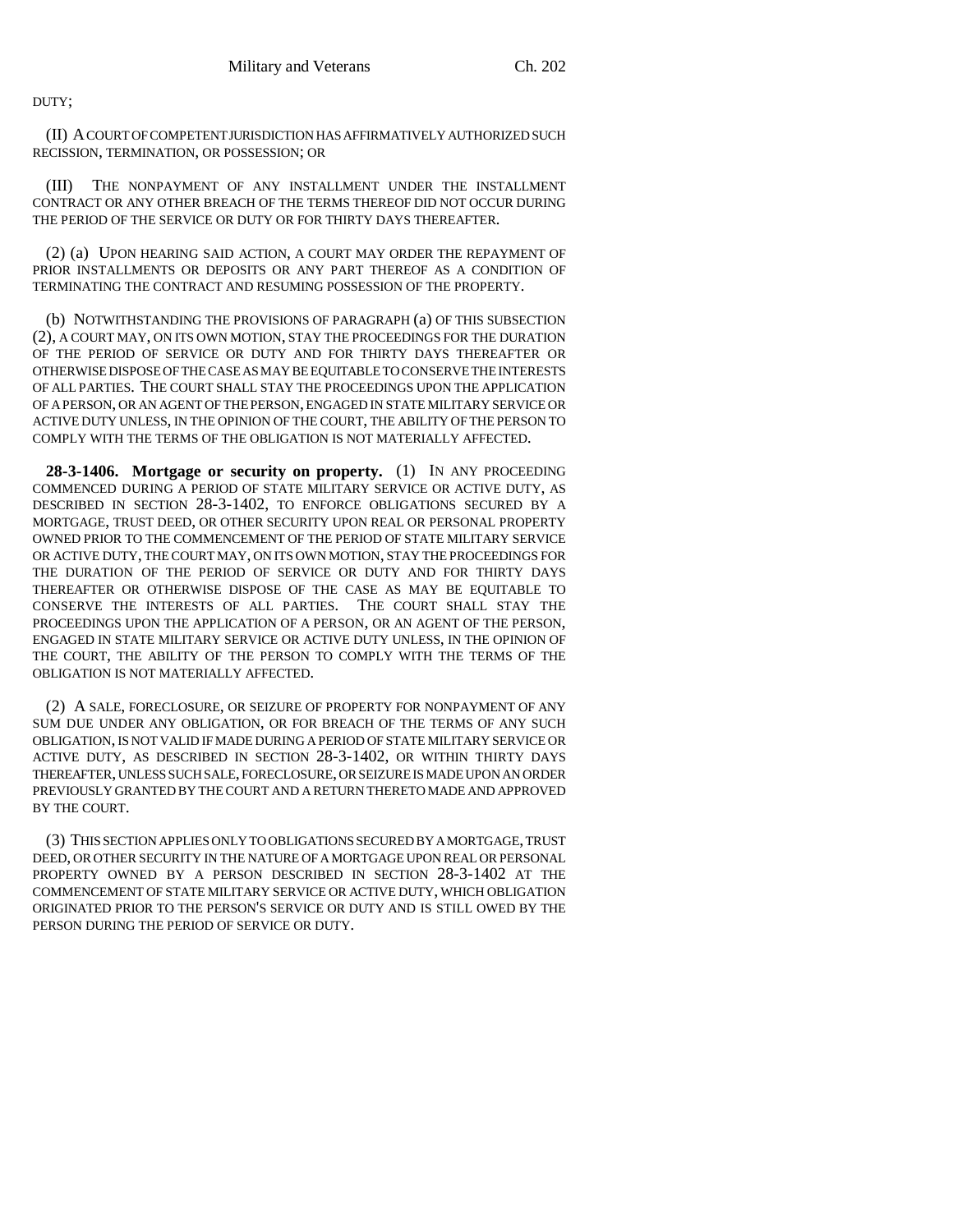DUTY;

(II) A COURT OF COMPETENT JURISDICTION HAS AFFIRMATIVELY AUTHORIZED SUCH RECISSION, TERMINATION, OR POSSESSION; OR

(III) THE NONPAYMENT OF ANY INSTALLMENT UNDER THE INSTALLMENT CONTRACT OR ANY OTHER BREACH OF THE TERMS THEREOF DID NOT OCCUR DURING THE PERIOD OF THE SERVICE OR DUTY OR FOR THIRTY DAYS THEREAFTER.

(2) (a) UPON HEARING SAID ACTION, A COURT MAY ORDER THE REPAYMENT OF PRIOR INSTALLMENTS OR DEPOSITS OR ANY PART THEREOF AS A CONDITION OF TERMINATING THE CONTRACT AND RESUMING POSSESSION OF THE PROPERTY.

(b) NOTWITHSTANDING THE PROVISIONS OF PARAGRAPH (a) OF THIS SUBSECTION (2), A COURT MAY, ON ITS OWN MOTION, STAY THE PROCEEDINGS FOR THE DURATION OF THE PERIOD OF SERVICE OR DUTY AND FOR THIRTY DAYS THEREAFTER OR OTHERWISE DISPOSE OF THE CASE AS MAY BE EQUITABLE TO CONSERVE THE INTERESTS OF ALL PARTIES. THE COURT SHALL STAY THE PROCEEDINGS UPON THE APPLICATION OF A PERSON, OR AN AGENT OF THE PERSON, ENGAGED IN STATE MILITARY SERVICE OR ACTIVE DUTY UNLESS, IN THE OPINION OF THE COURT, THE ABILITY OF THE PERSON TO COMPLY WITH THE TERMS OF THE OBLIGATION IS NOT MATERIALLY AFFECTED.

**28-3-1406. Mortgage or security on property.** (1) IN ANY PROCEEDING COMMENCED DURING A PERIOD OF STATE MILITARY SERVICE OR ACTIVE DUTY, AS DESCRIBED IN SECTION 28-3-1402, TO ENFORCE OBLIGATIONS SECURED BY A MORTGAGE, TRUST DEED, OR OTHER SECURITY UPON REAL OR PERSONAL PROPERTY OWNED PRIOR TO THE COMMENCEMENT OF THE PERIOD OF STATE MILITARY SERVICE OR ACTIVE DUTY, THE COURT MAY, ON ITS OWN MOTION, STAY THE PROCEEDINGS FOR THE DURATION OF THE PERIOD OF SERVICE OR DUTY AND FOR THIRTY DAYS THEREAFTER OR OTHERWISE DISPOSE OF THE CASE AS MAY BE EQUITABLE TO CONSERVE THE INTERESTS OF ALL PARTIES. THE COURT SHALL STAY THE PROCEEDINGS UPON THE APPLICATION OF A PERSON, OR AN AGENT OF THE PERSON, ENGAGED IN STATE MILITARY SERVICE OR ACTIVE DUTY UNLESS, IN THE OPINION OF THE COURT, THE ABILITY OF THE PERSON TO COMPLY WITH THE TERMS OF THE OBLIGATION IS NOT MATERIALLY AFFECTED.

(2) A SALE, FORECLOSURE, OR SEIZURE OF PROPERTY FOR NONPAYMENT OF ANY SUM DUE UNDER ANY OBLIGATION, OR FOR BREACH OF THE TERMS OF ANY SUCH OBLIGATION, IS NOT VALID IF MADE DURING A PERIOD OF STATE MILITARY SERVICE OR ACTIVE DUTY, AS DESCRIBED IN SECTION 28-3-1402, OR WITHIN THIRTY DAYS THEREAFTER, UNLESS SUCH SALE, FORECLOSURE, OR SEIZURE IS MADE UPON AN ORDER PREVIOUSLY GRANTED BY THE COURT AND A RETURN THERETO MADE AND APPROVED BY THE COURT.

(3) THIS SECTION APPLIES ONLY TO OBLIGATIONS SECURED BY A MORTGAGE, TRUST DEED, OR OTHER SECURITY IN THE NATURE OF A MORTGAGE UPON REAL OR PERSONAL PROPERTY OWNED BY A PERSON DESCRIBED IN SECTION 28-3-1402 AT THE COMMENCEMENT OF STATE MILITARY SERVICE OR ACTIVE DUTY, WHICH OBLIGATION ORIGINATED PRIOR TO THE PERSON'S SERVICE OR DUTY AND IS STILL OWED BY THE PERSON DURING THE PERIOD OF SERVICE OR DUTY.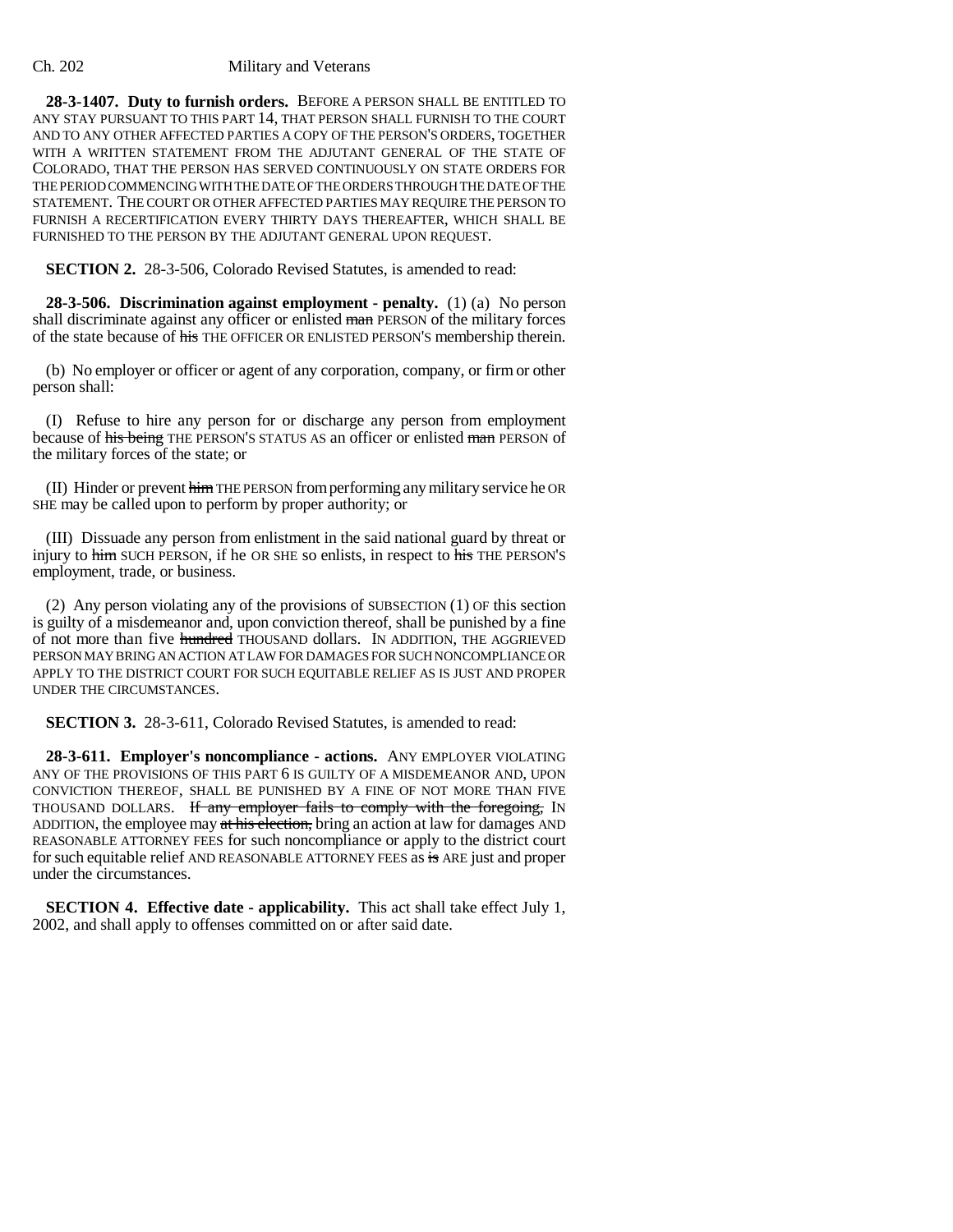**28-3-1407. Duty to furnish orders.** BEFORE A PERSON SHALL BE ENTITLED TO ANY STAY PURSUANT TO THIS PART 14, THAT PERSON SHALL FURNISH TO THE COURT AND TO ANY OTHER AFFECTED PARTIES A COPY OF THE PERSON'S ORDERS, TOGETHER WITH A WRITTEN STATEMENT FROM THE ADJUTANT GENERAL OF THE STATE OF COLORADO, THAT THE PERSON HAS SERVED CONTINUOUSLY ON STATE ORDERS FOR THE PERIOD COMMENCING WITH THE DATE OF THE ORDERS THROUGH THE DATE OF THE STATEMENT. THE COURT OR OTHER AFFECTED PARTIES MAY REQUIRE THE PERSON TO FURNISH A RECERTIFICATION EVERY THIRTY DAYS THEREAFTER, WHICH SHALL BE FURNISHED TO THE PERSON BY THE ADJUTANT GENERAL UPON REQUEST.

**SECTION 2.** 28-3-506, Colorado Revised Statutes, is amended to read:

**28-3-506. Discrimination against employment - penalty.** (1) (a) No person shall discriminate against any officer or enlisted ~~man~~ PERSON of the military forces of the state because of ~~his~~ THE OFFICER OR ENLISTED PERSON'S membership therein.

(b) No employer or officer or agent of any corporation, company, or firm or other person shall:

(I) Refuse to hire any person for or discharge any person from employment because of ~~his being~~ THE PERSON'S STATUS AS an officer or enlisted ~~man~~ PERSON of the military forces of the state; or

(II) Hinder or prevent ~~him~~ THE PERSON from performing any military service he OR SHE may be called upon to perform by proper authority; or

(III) Dissuade any person from enlistment in the said national guard by threat or injury to ~~him~~ SUCH PERSON, if he OR SHE so enlists, in respect to ~~his~~ THE PERSON'S employment, trade, or business.

(2) Any person violating any of the provisions of SUBSECTION (1) OF this section is guilty of a misdemeanor and, upon conviction thereof, shall be punished by a fine of not more than five ~~hundred~~ THOUSAND dollars. IN ADDITION, THE AGGRIEVED PERSON MAY BRING AN ACTION AT LAW FOR DAMAGES FOR SUCH NONCOMPLIANCE OR APPLY TO THE DISTRICT COURT FOR SUCH EQUITABLE RELIEF AS IS JUST AND PROPER UNDER THE CIRCUMSTANCES.

**SECTION 3.** 28-3-611, Colorado Revised Statutes, is amended to read:

**28-3-611. Employer's noncompliance - actions.** ANY EMPLOYER VIOLATING ANY OF THE PROVISIONS OF THIS PART 6 IS GUILTY OF A MISDEMEANOR AND, UPON CONVICTION THEREOF, SHALL BE PUNISHED BY A FINE OF NOT MORE THAN FIVE THOUSAND DOLLARS. ~~If any employer fails to comply with the foregoing,~~ IN ADDITION, the employee may ~~at his election,~~ bring an action at law for damages AND REASONABLE ATTORNEY FEES for such noncompliance or apply to the district court for such equitable relief AND REASONABLE ATTORNEY FEES as ~~is~~ ARE just and proper under the circumstances.

**SECTION 4. Effective date - applicability.** This act shall take effect July 1, 2002, and shall apply to offenses committed on or after said date.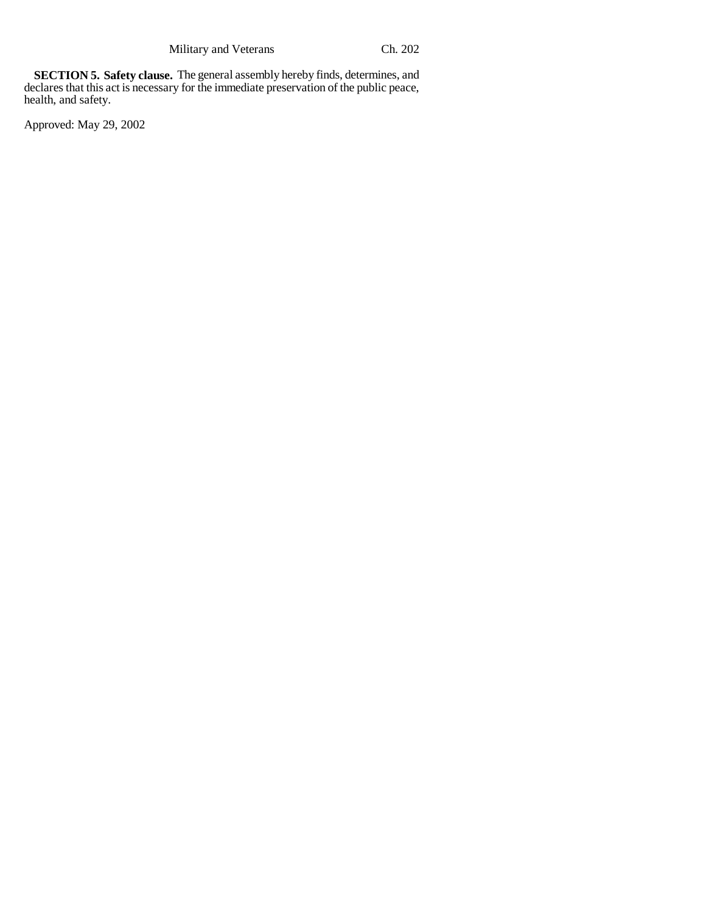**SECTION 5. Safety clause.** The general assembly hereby finds, determines, and declares that this act is necessary for the immediate preservation of the public peace, health, and safety.

Approved: May 29, 2002